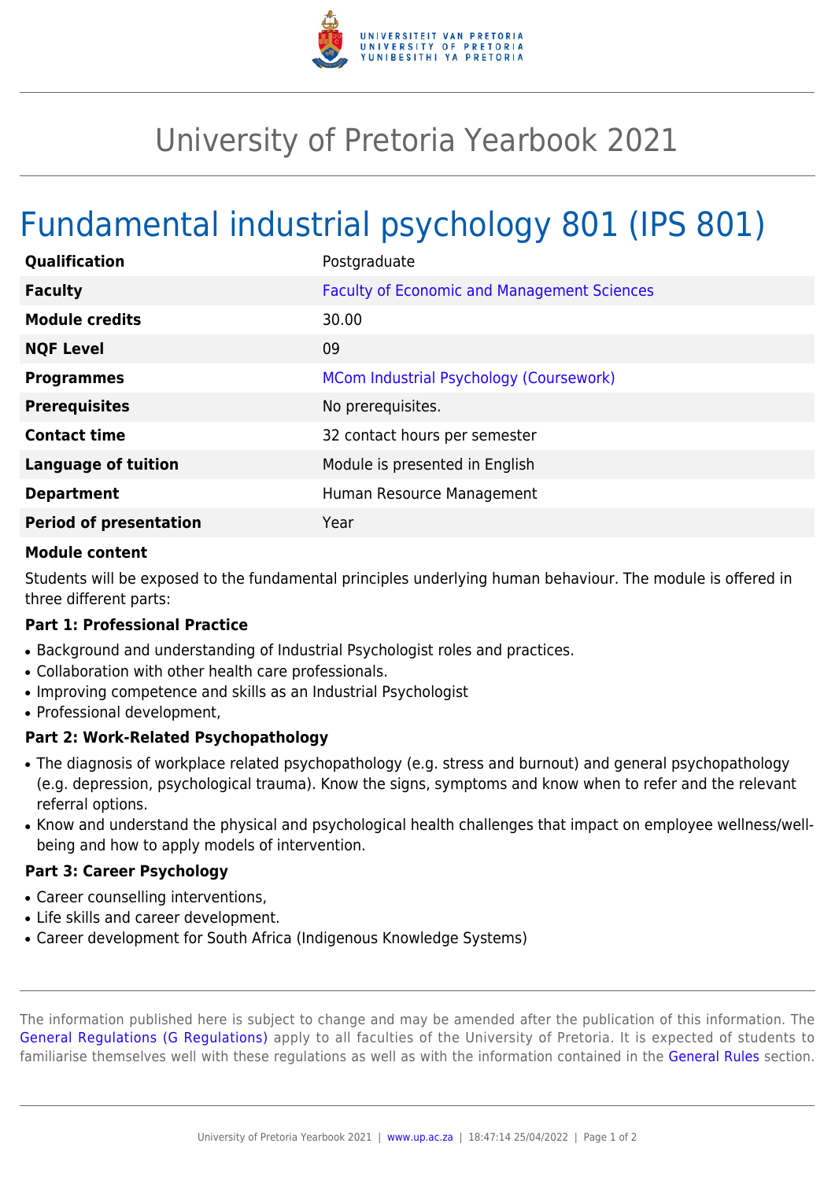# University of Pretoria Yearbook 2021

## Fundamental industrial psychology 801 (IPS 801)

| | |
|---|---|
| **Qualification** | Postgraduate |
| **Faculty** | Faculty of Economic and Management Sciences |
| **Module credits** | 30.00 |
| **NQF Level** | 09 |
| **Programmes** | MCom Industrial Psychology (Coursework) |
| **Prerequisites** | No prerequisites. |
| **Contact time** | 32 contact hours per semester |
| **Language of tuition** | Module is presented in English |
| **Department** | Human Resource Management |
| **Period of presentation** | Year |

**Module content**

Students will be exposed to the fundamental principles underlying human behaviour. The module is offered in three different parts:

**Part 1: Professional Practice**

- Background and understanding of Industrial Psychologist roles and practices.
- Collaboration with other health care professionals.
- Improving competence and skills as an Industrial Psychologist
- Professional development,

**Part 2: Work-Related Psychopathology**

- The diagnosis of workplace related psychopathology (e.g. stress and burnout) and general psychopathology (e.g. depression, psychological trauma). Know the signs, symptoms and know when to refer and the relevant referral options.
- Know and understand the physical and psychological health challenges that impact on employee wellness/well-being and how to apply models of intervention.

**Part 3: Career Psychology**

- Career counselling interventions,
- Life skills and career development.
- Career development for South Africa (Indigenous Knowledge Systems)

The information published here is subject to change and may be amended after the publication of this information. The General Regulations (G Regulations) apply to all faculties of the University of Pretoria. It is expected of students to familiarise themselves well with these regulations as well as with the information contained in the General Rules section.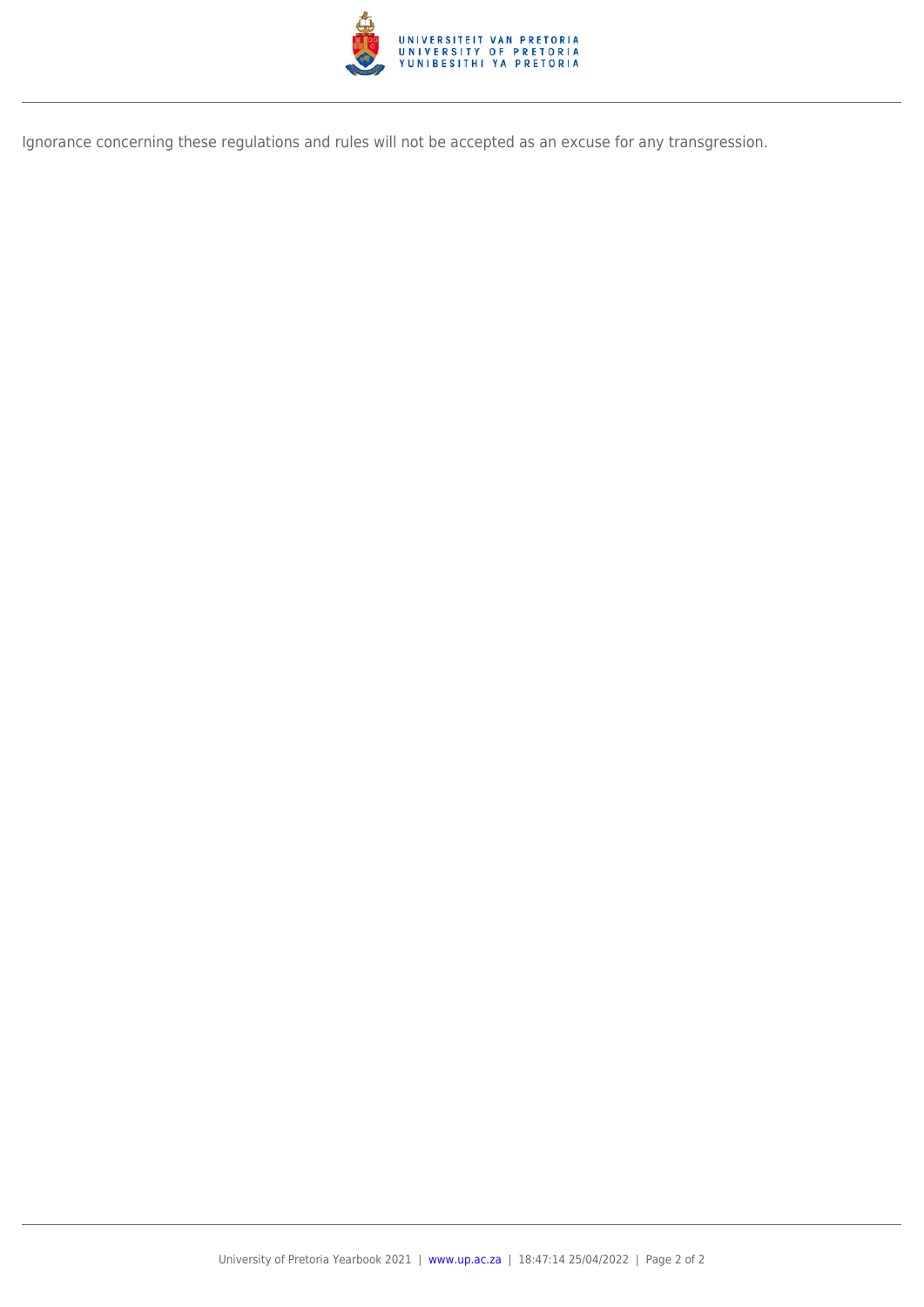Ignorance concerning these regulations and rules will not be accepted as an excuse for any transgression.